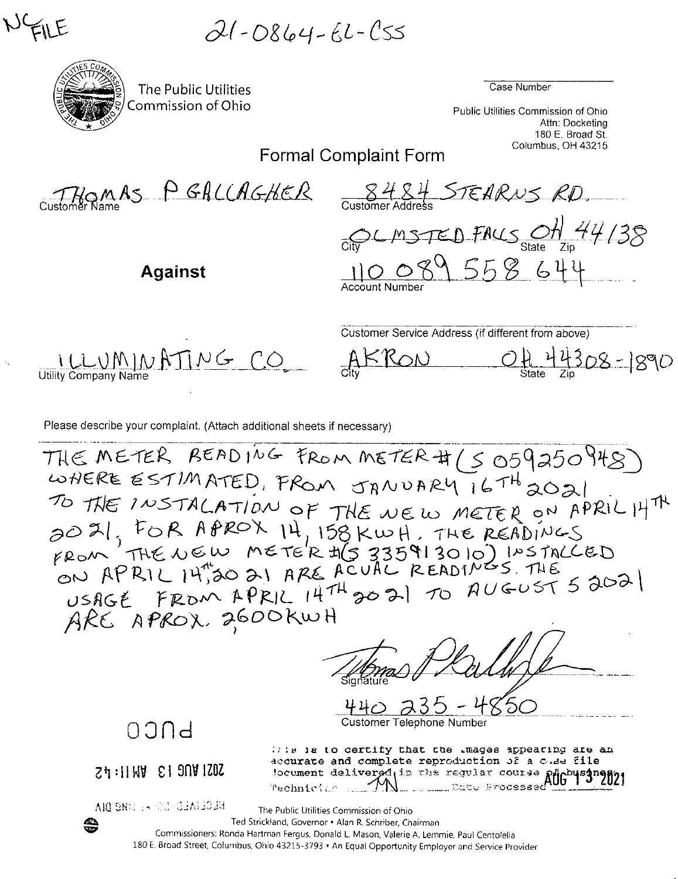NC FILE

21-0864-EL-CSS

The Public Utilities Commission of Ohio

Case Number

Public Utilities Commission of Ohio
Attn: Docketing
180 E. Broad St.
Columbus, OH 43215

# Formal Complaint Form

THOMAS P GALLAGHER
Customer Name

8484 STEARNS RD.
Customer Address

OLMSTED FALLS OH 44138
City State Zip

**Against**

110 089 558 644
Account Number

Customer Service Address (if different from above)

ILLUMINATING CO.
Utility Company Name

AKRON OH 44308-1890
City State Zip

Please describe your complaint. (Attach additional sheets if necessary)

THE METER READING FROM METER #(S 059250948) WHERE ESTIMATED, FROM JANUARY 16TH 2021 TO THE INSTALATION OF THE NEW METER ON APRIL 14TH 2021, FOR APROX 14,158 KWH. THE READINGS FROM THE NEW METER #(S 335913010) INSTALLED ON APRIL 14TH, 2021 ARE ACUAL READINGS. THE USAGE FROM APRIL 14TH 2021 TO AUGUST 5 2021 ARE APROX. 2,600 KWH

Signature

440 235-4850
Customer Telephone Number

PUCO

2021 AUG 13 AM 11:42

RECEIVED-DOCKETING DIV

This is to certify that the images appearing are an accurate and complete reproduction of a case file document delivered in the regular course of business. Technician MN Date Processed AUG 13 2021

The Public Utilities Commission of Ohio
Ted Strickland, Governor • Alan R. Schriber, Chairman
Commissioners: Ronda Hartman Fergus, Donald L. Mason, Valerie A. Lemmie, Paul Centolella
180 E. Broad Street, Columbus, Ohio 43215-3793 • An Equal Opportunity Employer and Service Provider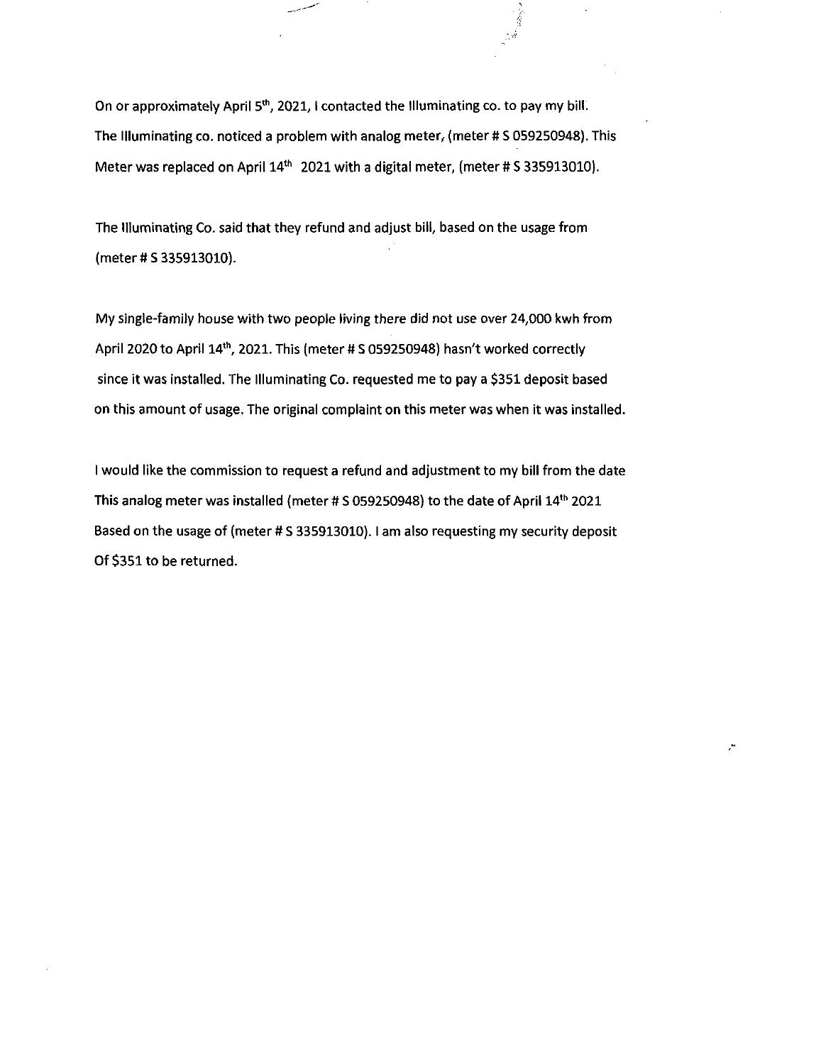On or approximately April 5th, 2021, I contacted the Illuminating co. to pay my bill. The Illuminating co. noticed a problem with analog meter, (meter # S 059250948). This Meter was replaced on April 14th 2021 with a digital meter, (meter # S 335913010).

The Illuminating Co. said that they refund and adjust bill, based on the usage from (meter # S 335913010).

My single-family house with two people living there did not use over 24,000 kwh from April 2020 to April 14th, 2021. This (meter # S 059250948) hasn't worked correctly since it was installed. The Illuminating Co. requested me to pay a $351 deposit based on this amount of usage. The original complaint on this meter was when it was installed.

I would like the commission to request a refund and adjustment to my bill from the date This analog meter was installed (meter # S 059250948) to the date of April 14th 2021 Based on the usage of (meter # S 335913010). I am also requesting my security deposit Of $351 to be returned.